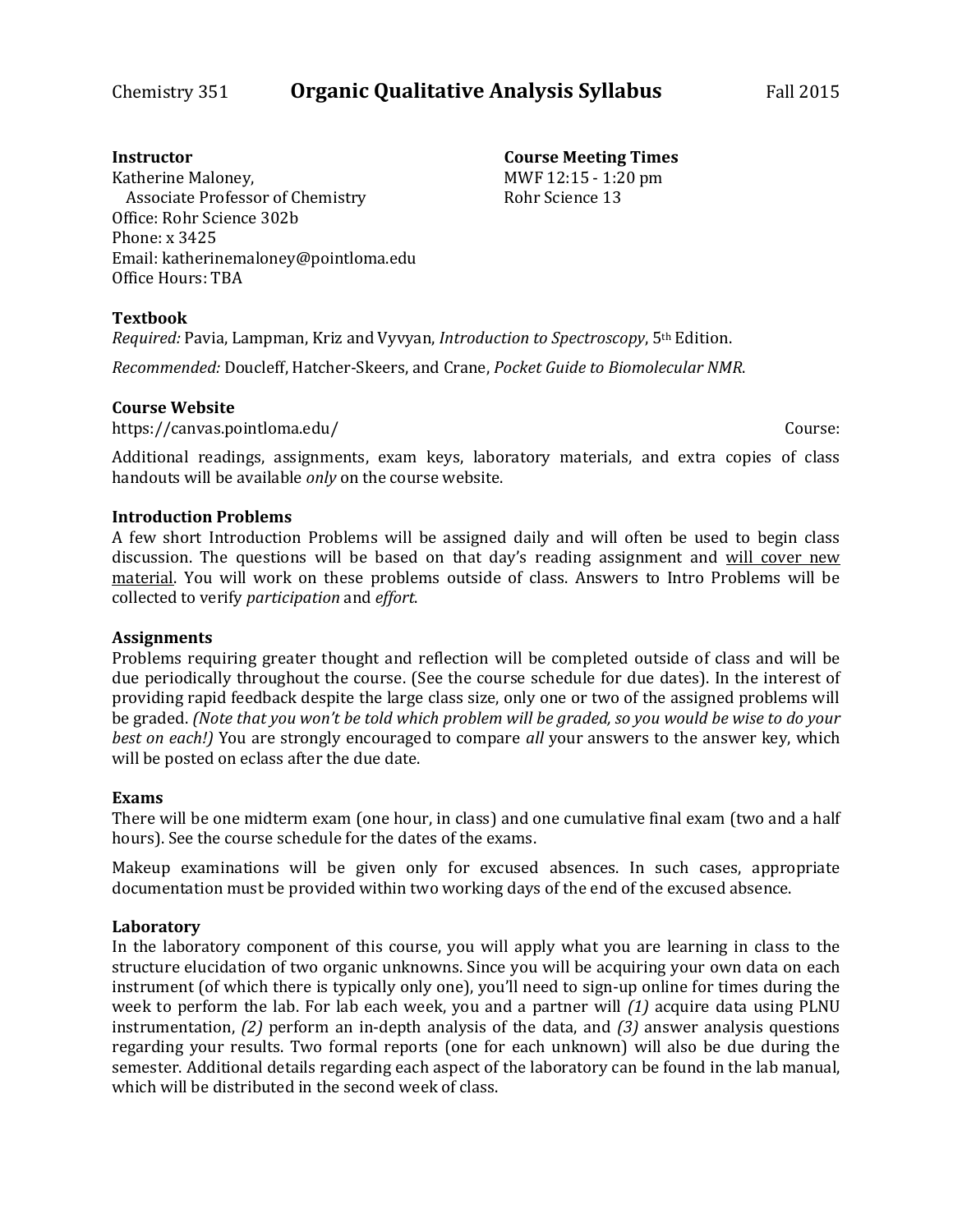Chemistry 351 **Organic Qualitative Analysis Syllabus** Fall 2015

**Instructor**
Katherine Maloney,
Associate Professor of Chemistry
Office: Rohr Science 302b
Phone: x 3425
Email: katherinemaloney@pointloma.edu
Office Hours: TBA

**Course Meeting Times**
MWF 12:15 - 1:20 pm
Rohr Science 13

**Textbook**

*Required:* Pavia, Lampman, Kriz and Vyvyan, *Introduction to Spectroscopy*, 5th Edition.

*Recommended:* Doucleff, Hatcher-Skeers, and Crane, *Pocket Guide to Biomolecular NMR*.

**Course Website**

https://canvas.pointloma.edu/ Course:

Additional readings, assignments, exam keys, laboratory materials, and extra copies of class handouts will be available *only* on the course website.

**Introduction Problems**

A few short Introduction Problems will be assigned daily and will often be used to begin class discussion. The questions will be based on that day's reading assignment and <u>will cover new material</u>. You will work on these problems outside of class. Answers to Intro Problems will be collected to verify *participation* and *effort*.

**Assignments**

Problems requiring greater thought and reflection will be completed outside of class and will be due periodically throughout the course. (See the course schedule for due dates). In the interest of providing rapid feedback despite the large class size, only one or two of the assigned problems will be graded. *(Note that you won't be told which problem will be graded, so you would be wise to do your best on each!)* You are strongly encouraged to compare *all* your answers to the answer key, which will be posted on eclass after the due date.

**Exams**

There will be one midterm exam (one hour, in class) and one cumulative final exam (two and a half hours). See the course schedule for the dates of the exams.

Makeup examinations will be given only for excused absences. In such cases, appropriate documentation must be provided within two working days of the end of the excused absence.

**Laboratory**

In the laboratory component of this course, you will apply what you are learning in class to the structure elucidation of two organic unknowns. Since you will be acquiring your own data on each instrument (of which there is typically only one), you'll need to sign-up online for times during the week to perform the lab. For lab each week, you and a partner will *(1)* acquire data using PLNU instrumentation, *(2)* perform an in-depth analysis of the data, and *(3)* answer analysis questions regarding your results. Two formal reports (one for each unknown) will also be due during the semester. Additional details regarding each aspect of the laboratory can be found in the lab manual, which will be distributed in the second week of class.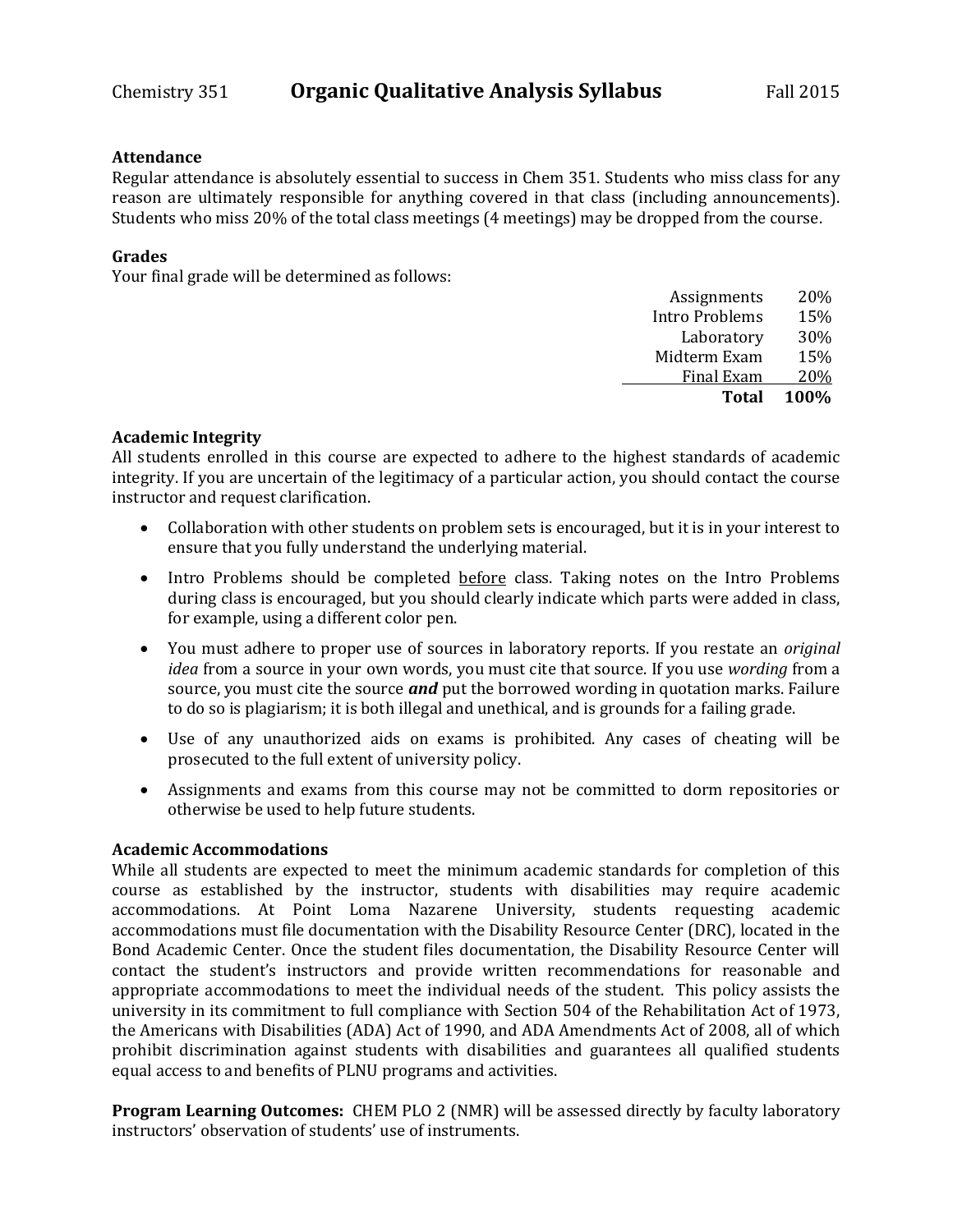Chemistry 351 **Organic Qualitative Analysis Syllabus** Fall 2015

**Attendance**

Regular attendance is absolutely essential to success in Chem 351. Students who miss class for any reason are ultimately responsible for anything covered in that class (including announcements). Students who miss 20% of the total class meetings (4 meetings) may be dropped from the course.

**Grades**

Your final grade will be determined as follows:

| | |
|---|---|
| Assignments | 20% |
| Intro Problems | 15% |
| Laboratory | 30% |
| Midterm Exam | 15% |
| Final Exam | 20% |
| **Total** | **100%** |

**Academic Integrity**

All students enrolled in this course are expected to adhere to the highest standards of academic integrity. If you are uncertain of the legitimacy of a particular action, you should contact the course instructor and request clarification.

- Collaboration with other students on problem sets is encouraged, but it is in your interest to ensure that you fully understand the underlying material.
- Intro Problems should be completed <u>before</u> class. Taking notes on the Intro Problems during class is encouraged, but you should clearly indicate which parts were added in class, for example, using a different color pen.
- You must adhere to proper use of sources in laboratory reports. If you restate an *original idea* from a source in your own words, you must cite that source. If you use *wording* from a source, you must cite the source ***and*** put the borrowed wording in quotation marks. Failure to do so is plagiarism; it is both illegal and unethical, and is grounds for a failing grade.
- Use of any unauthorized aids on exams is prohibited. Any cases of cheating will be prosecuted to the full extent of university policy.
- Assignments and exams from this course may not be committed to dorm repositories or otherwise be used to help future students.

**Academic Accommodations**

While all students are expected to meet the minimum academic standards for completion of this course as established by the instructor, students with disabilities may require academic accommodations. At Point Loma Nazarene University, students requesting academic accommodations must file documentation with the Disability Resource Center (DRC), located in the Bond Academic Center. Once the student files documentation, the Disability Resource Center will contact the student's instructors and provide written recommendations for reasonable and appropriate accommodations to meet the individual needs of the student. This policy assists the university in its commitment to full compliance with Section 504 of the Rehabilitation Act of 1973, the Americans with Disabilities (ADA) Act of 1990, and ADA Amendments Act of 2008, all of which prohibit discrimination against students with disabilities and guarantees all qualified students equal access to and benefits of PLNU programs and activities.

**Program Learning Outcomes:** CHEM PLO 2 (NMR) will be assessed directly by faculty laboratory instructors' observation of students' use of instruments.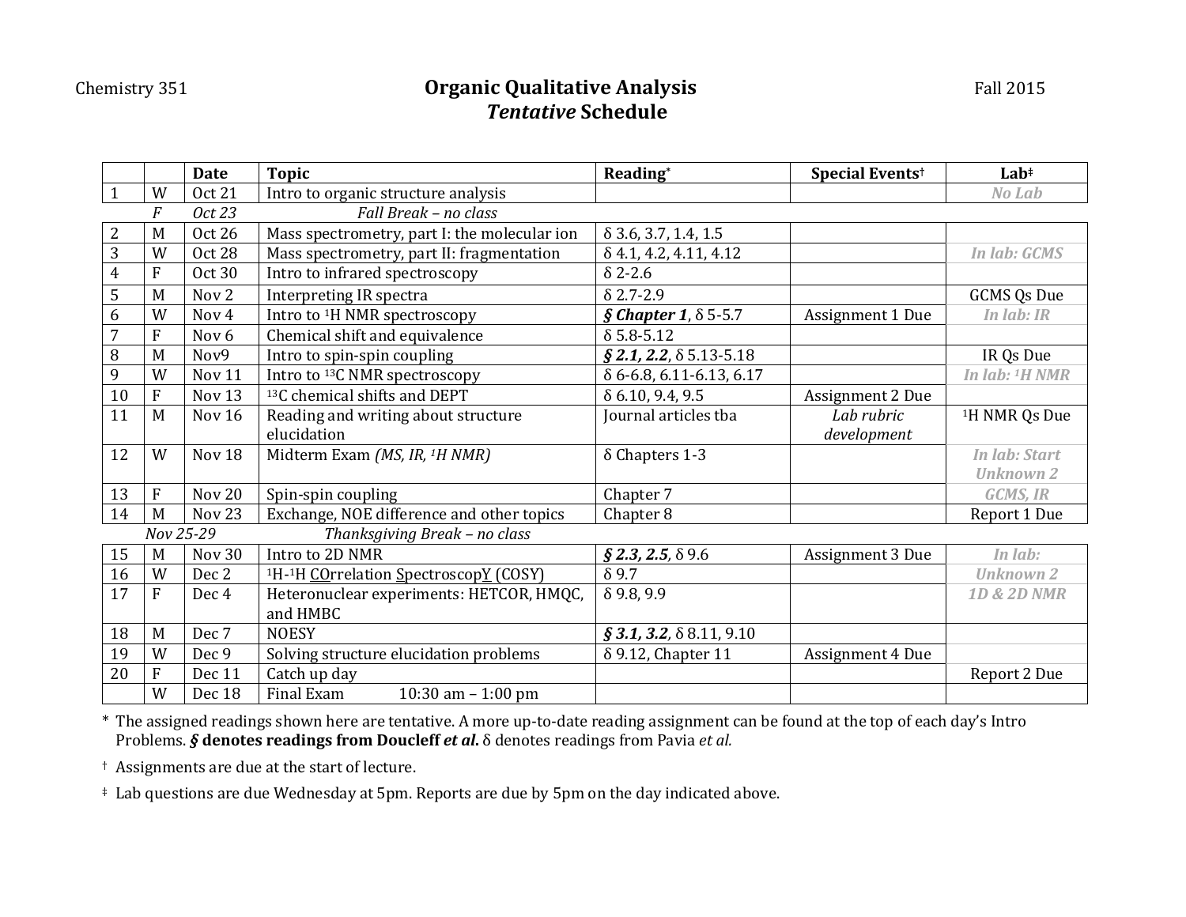Chemistry 351

# Organic Qualitative Analysis
## *Tentative* Schedule

Fall 2015

| | | Date | Topic | Reading* | Special Events† | Lab‡ |
|---|---|---|---|---|---|---|
| 1 | W | Oct 21 | Intro to organic structure analysis | | | *No Lab* |
| | *F* | *Oct 23* | *Fall Break – no class* | | | |
| 2 | M | Oct 26 | Mass spectrometry, part I: the molecular ion | δ 3.6, 3.7, 1.4, 1.5 | | |
| 3 | W | Oct 28 | Mass spectrometry, part II: fragmentation | δ 4.1, 4.2, 4.11, 4.12 | | *In lab: GCMS* |
| 4 | F | Oct 30 | Intro to infrared spectroscopy | δ 2-2.6 | | |
| 5 | M | Nov 2 | Interpreting IR spectra | δ 2.7-2.9 | | GCMS Qs Due |
| 6 | W | Nov 4 | Intro to $^{1}$H NMR spectroscopy | ***§ Chapter 1***, δ 5-5.7 | Assignment 1 Due | *In lab: IR* |
| 7 | F | Nov 6 | Chemical shift and equivalence | δ 5.8-5.12 | | |
| 8 | M | Nov9 | Intro to spin-spin coupling | ***§ 2.1, 2.2***, δ 5.13-5.18 | | IR Qs Due |
| 9 | W | Nov 11 | Intro to $^{13}$C NMR spectroscopy | δ 6-6.8, 6.11-6.13, 6.17 | | *In lab: $^{1}$H NMR* |
| 10 | F | Nov 13 | $^{13}$C chemical shifts and DEPT | δ 6.10, 9.4, 9.5 | Assignment 2 Due | |
| 11 | M | Nov 16 | Reading and writing about structure elucidation | Journal articles tba | *Lab rubric development* | $^{1}$H NMR Qs Due |
| 12 | W | Nov 18 | Midterm Exam *(MS, IR, $^{1}$H NMR)* | δ Chapters 1-3 | | *In lab: Start Unknown 2* |
| 13 | F | Nov 20 | Spin-spin coupling | Chapter 7 | | *GCMS, IR* |
| 14 | M | Nov 23 | Exchange, NOE difference and other topics | Chapter 8 | | Report 1 Due |
| | *Nov 25-29* | | *Thanksgiving Break – no class* | | | |
| 15 | M | Nov 30 | Intro to 2D NMR | ***§ 2.3, 2.5***, δ 9.6 | Assignment 3 Due | *In lab:* |
| 16 | W | Dec 2 | $^{1}$H-$^{1}$H COrrelation SpectroscopY (COSY) | δ 9.7 | | *Unknown 2* |
| 17 | F | Dec 4 | Heteronuclear experiments: HETCOR, HMQC, and HMBC | δ 9.8, 9.9 | | *1D & 2D NMR* |
| 18 | M | Dec 7 | NOESY | ***§ 3.1, 3.2***, δ 8.11, 9.10 | | |
| 19 | W | Dec 9 | Solving structure elucidation problems | δ 9.12, Chapter 11 | Assignment 4 Due | |
| 20 | F | Dec 11 | Catch up day | | | Report 2 Due |
| | W | Dec 18 | Final Exam 10:30 am – 1:00 pm | | | |

\* The assigned readings shown here are tentative. A more up-to-date reading assignment can be found at the top of each day's Intro Problems. ***§* denotes readings from Doucleff *et al.*** δ denotes readings from Pavia *et al.*

† Assignments are due at the start of lecture.

‡ Lab questions are due Wednesday at 5pm. Reports are due by 5pm on the day indicated above.